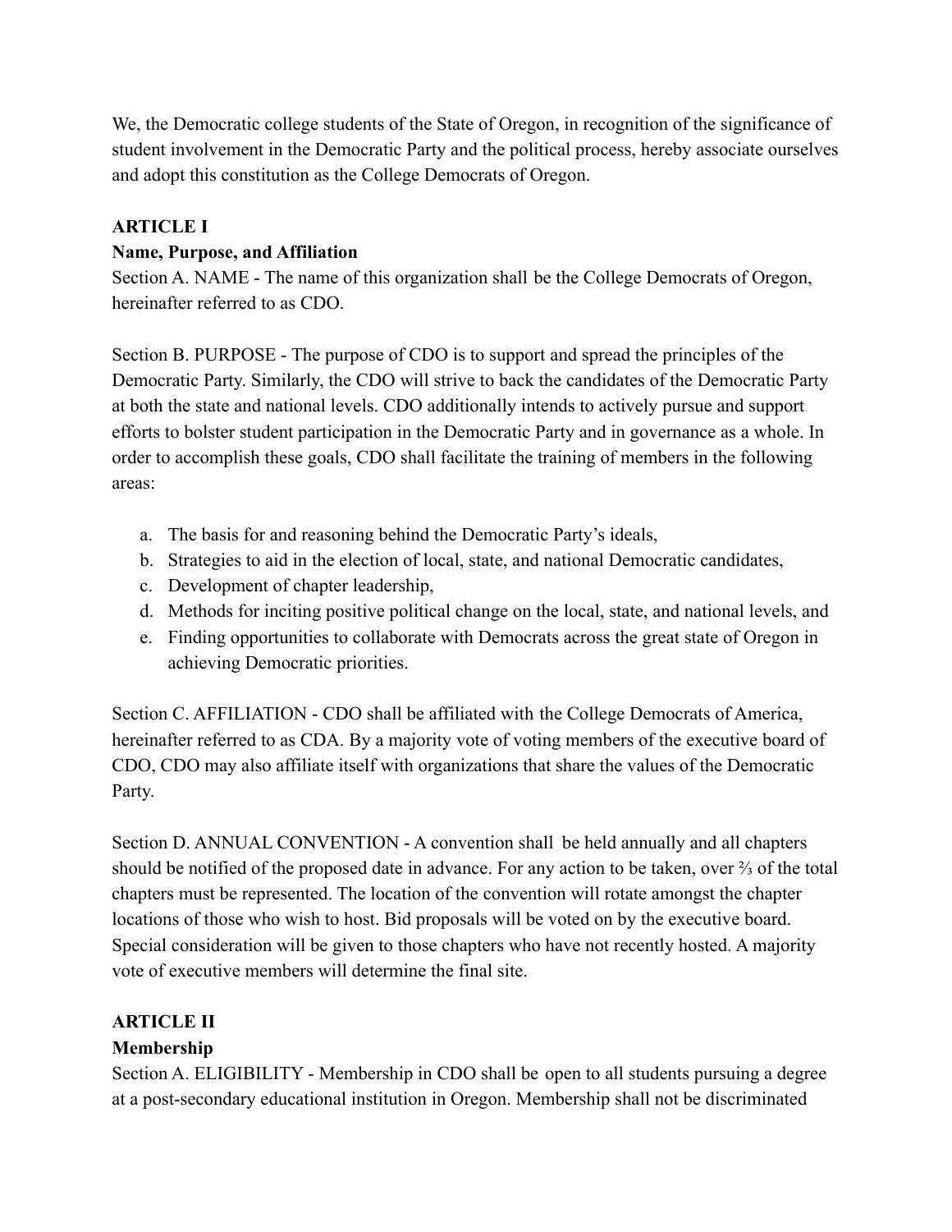We, the Democratic college students of the State of Oregon, in recognition of the significance of student involvement in the Democratic Party and the political process, hereby associate ourselves and adopt this constitution as the College Democrats of Oregon.

## ARTICLE I

### Name, Purpose, and Affiliation

Section A. NAME - The name of this organization shall be the College Democrats of Oregon, hereinafter referred to as CDO.

Section B. PURPOSE - The purpose of CDO is to support and spread the principles of the Democratic Party. Similarly, the CDO will strive to back the candidates of the Democratic Party at both the state and national levels. CDO additionally intends to actively pursue and support efforts to bolster student participation in the Democratic Party and in governance as a whole. In order to accomplish these goals, CDO shall facilitate the training of members in the following areas:

a. The basis for and reasoning behind the Democratic Party's ideals,
b. Strategies to aid in the election of local, state, and national Democratic candidates,
c. Development of chapter leadership,
d. Methods for inciting positive political change on the local, state, and national levels, and
e. Finding opportunities to collaborate with Democrats across the great state of Oregon in achieving Democratic priorities.

Section C. AFFILIATION - CDO shall be affiliated with the College Democrats of America, hereinafter referred to as CDA. By a majority vote of voting members of the executive board of CDO, CDO may also affiliate itself with organizations that share the values of the Democratic Party.

Section D. ANNUAL CONVENTION - A convention shall be held annually and all chapters should be notified of the proposed date in advance. For any action to be taken, over ⅔ of the total chapters must be represented. The location of the convention will rotate amongst the chapter locations of those who wish to host. Bid proposals will be voted on by the executive board. Special consideration will be given to those chapters who have not recently hosted. A majority vote of executive members will determine the final site.

## ARTICLE II

### Membership

Section A. ELIGIBILITY - Membership in CDO shall be open to all students pursuing a degree at a post-secondary educational institution in Oregon. Membership shall not be discriminated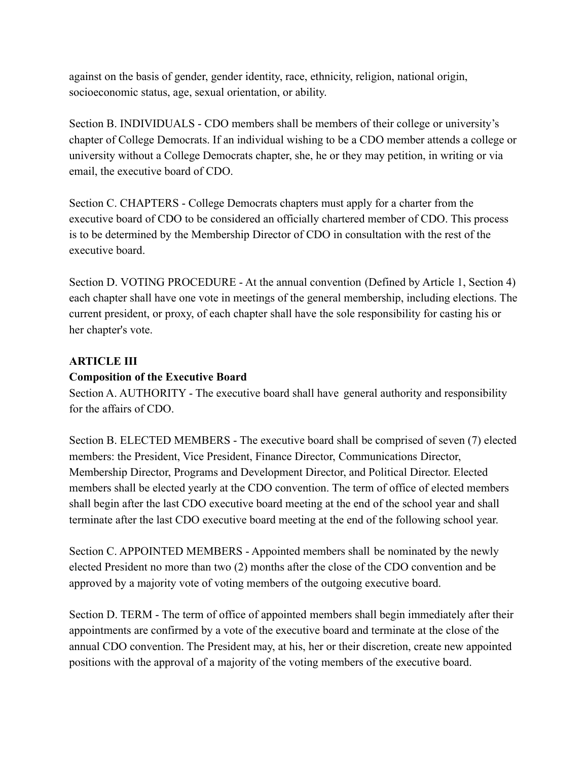against on the basis of gender, gender identity, race, ethnicity, religion, national origin, socioeconomic status, age, sexual orientation, or ability.

Section B. INDIVIDUALS - CDO members shall be members of their college or university's chapter of College Democrats. If an individual wishing to be a CDO member attends a college or university without a College Democrats chapter, she, he or they may petition, in writing or via email, the executive board of CDO.

Section C. CHAPTERS - College Democrats chapters must apply for a charter from the executive board of CDO to be considered an officially chartered member of CDO. This process is to be determined by the Membership Director of CDO in consultation with the rest of the executive board.

Section D. VOTING PROCEDURE - At the annual convention (Defined by Article 1, Section 4) each chapter shall have one vote in meetings of the general membership, including elections. The current president, or proxy, of each chapter shall have the sole responsibility for casting his or her chapter's vote.

**ARTICLE III**

**Composition of the Executive Board**

Section A. AUTHORITY - The executive board shall have general authority and responsibility for the affairs of CDO.

Section B. ELECTED MEMBERS - The executive board shall be comprised of seven (7) elected members: the President, Vice President, Finance Director, Communications Director, Membership Director, Programs and Development Director, and Political Director. Elected members shall be elected yearly at the CDO convention. The term of office of elected members shall begin after the last CDO executive board meeting at the end of the school year and shall terminate after the last CDO executive board meeting at the end of the following school year.

Section C. APPOINTED MEMBERS - Appointed members shall be nominated by the newly elected President no more than two (2) months after the close of the CDO convention and be approved by a majority vote of voting members of the outgoing executive board.

Section D. TERM - The term of office of appointed members shall begin immediately after their appointments are confirmed by a vote of the executive board and terminate at the close of the annual CDO convention. The President may, at his, her or their discretion, create new appointed positions with the approval of a majority of the voting members of the executive board.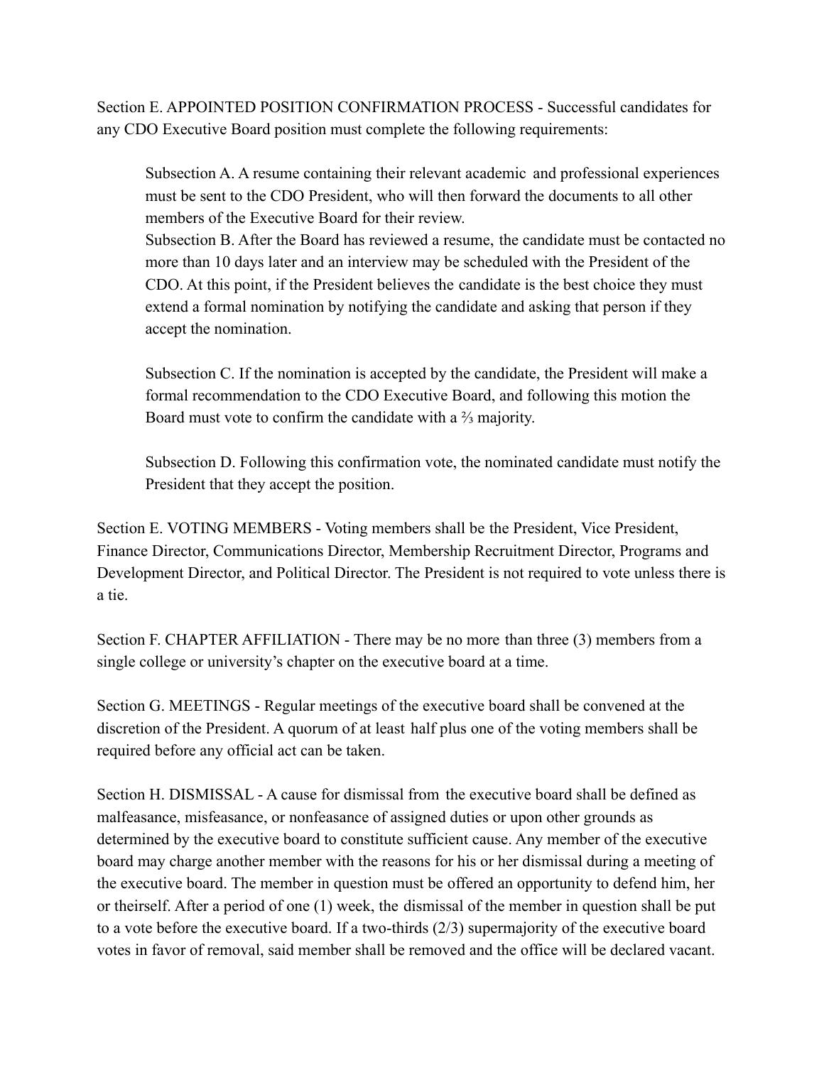Section E. APPOINTED POSITION CONFIRMATION PROCESS - Successful candidates for any CDO Executive Board position must complete the following requirements:

> Subsection A. A resume containing their relevant academic and professional experiences must be sent to the CDO President, who will then forward the documents to all other members of the Executive Board for their review.
> Subsection B. After the Board has reviewed a resume, the candidate must be contacted no more than 10 days later and an interview may be scheduled with the President of the CDO. At this point, if the President believes the candidate is the best choice they must extend a formal nomination by notifying the candidate and asking that person if they accept the nomination.
>
> Subsection C. If the nomination is accepted by the candidate, the President will make a formal recommendation to the CDO Executive Board, and following this motion the Board must vote to confirm the candidate with a ⅔ majority.
>
> Subsection D. Following this confirmation vote, the nominated candidate must notify the President that they accept the position.

Section E. VOTING MEMBERS - Voting members shall be the President, Vice President, Finance Director, Communications Director, Membership Recruitment Director, Programs and Development Director, and Political Director. The President is not required to vote unless there is a tie.

Section F. CHAPTER AFFILIATION - There may be no more than three (3) members from a single college or university's chapter on the executive board at a time.

Section G. MEETINGS - Regular meetings of the executive board shall be convened at the discretion of the President. A quorum of at least half plus one of the voting members shall be required before any official act can be taken.

Section H. DISMISSAL - A cause for dismissal from the executive board shall be defined as malfeasance, misfeasance, or nonfeasance of assigned duties or upon other grounds as determined by the executive board to constitute sufficient cause. Any member of the executive board may charge another member with the reasons for his or her dismissal during a meeting of the executive board. The member in question must be offered an opportunity to defend him, her or theirself. After a period of one (1) week, the dismissal of the member in question shall be put to a vote before the executive board. If a two-thirds (2/3) supermajority of the executive board votes in favor of removal, said member shall be removed and the office will be declared vacant.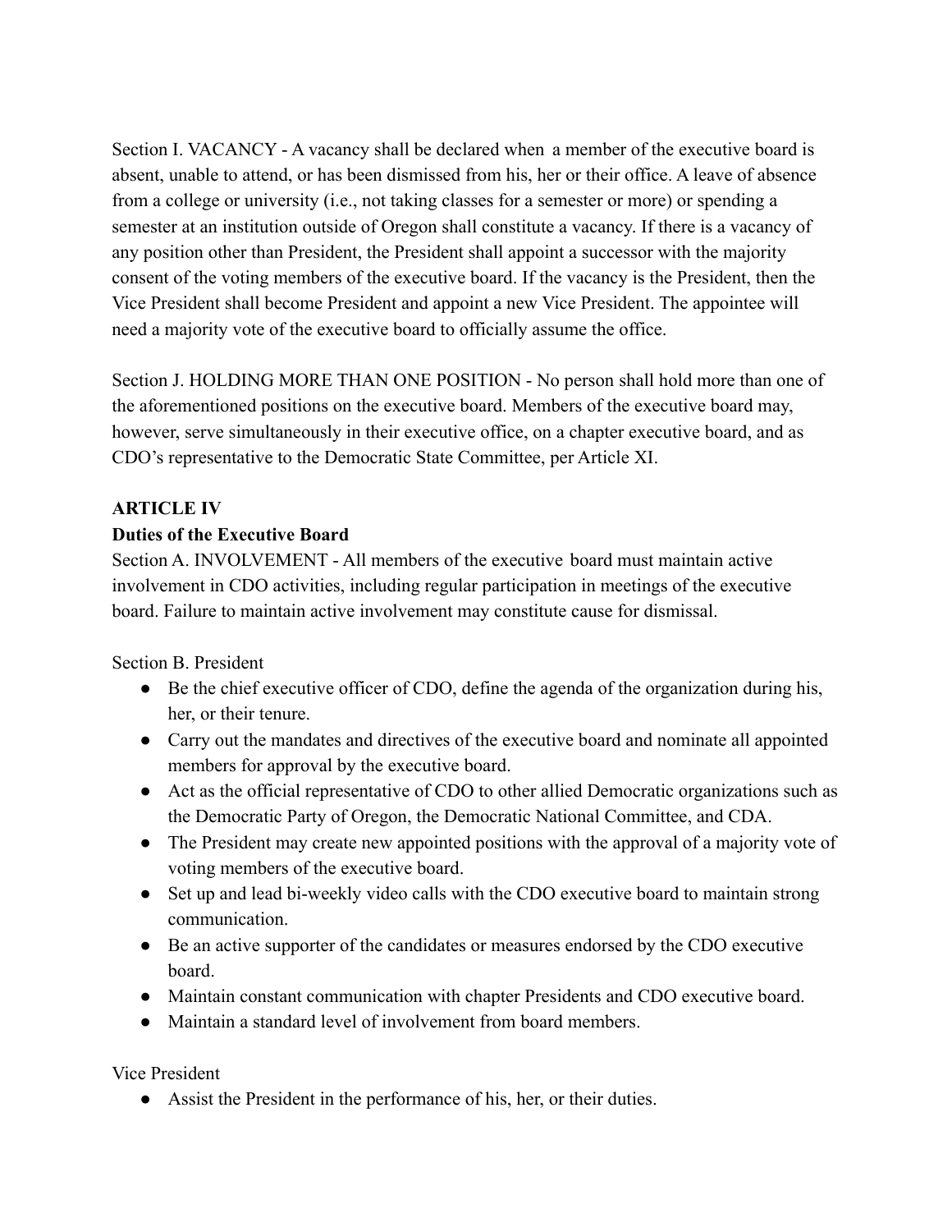Section I. VACANCY - A vacancy shall be declared when a member of the executive board is absent, unable to attend, or has been dismissed from his, her or their office. A leave of absence from a college or university (i.e., not taking classes for a semester or more) or spending a semester at an institution outside of Oregon shall constitute a vacancy. If there is a vacancy of any position other than President, the President shall appoint a successor with the majority consent of the voting members of the executive board. If the vacancy is the President, then the Vice President shall become President and appoint a new Vice President. The appointee will need a majority vote of the executive board to officially assume the office.

Section J. HOLDING MORE THAN ONE POSITION - No person shall hold more than one of the aforementioned positions on the executive board. Members of the executive board may, however, serve simultaneously in their executive office, on a chapter executive board, and as CDO's representative to the Democratic State Committee, per Article XI.

**ARTICLE IV**

**Duties of the Executive Board**

Section A. INVOLVEMENT - All members of the executive board must maintain active involvement in CDO activities, including regular participation in meetings of the executive board. Failure to maintain active involvement may constitute cause for dismissal.

Section B. President

- Be the chief executive officer of CDO, define the agenda of the organization during his, her, or their tenure.
- Carry out the mandates and directives of the executive board and nominate all appointed members for approval by the executive board.
- Act as the official representative of CDO to other allied Democratic organizations such as the Democratic Party of Oregon, the Democratic National Committee, and CDA.
- The President may create new appointed positions with the approval of a majority vote of voting members of the executive board.
- Set up and lead bi-weekly video calls with the CDO executive board to maintain strong communication.
- Be an active supporter of the candidates or measures endorsed by the CDO executive board.
- Maintain constant communication with chapter Presidents and CDO executive board.
- Maintain a standard level of involvement from board members.

Vice President

- Assist the President in the performance of his, her, or their duties.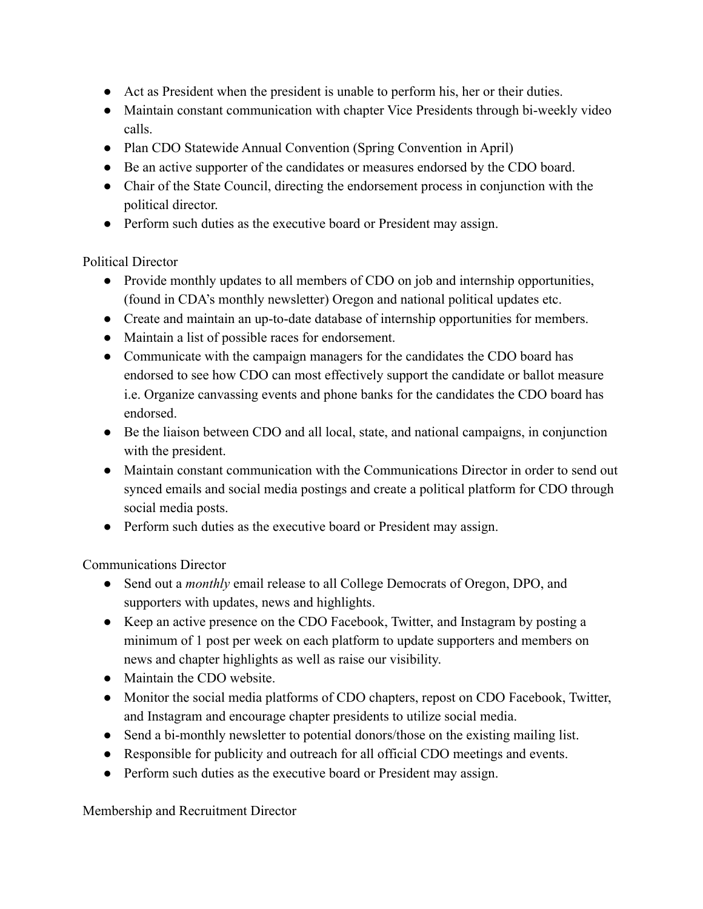- Act as President when the president is unable to perform his, her or their duties.
- Maintain constant communication with chapter Vice Presidents through bi-weekly video calls.
- Plan CDO Statewide Annual Convention (Spring Convention in April)
- Be an active supporter of the candidates or measures endorsed by the CDO board.
- Chair of the State Council, directing the endorsement process in conjunction with the political director.
- Perform such duties as the executive board or President may assign.

Political Director

- Provide monthly updates to all members of CDO on job and internship opportunities, (found in CDA's monthly newsletter) Oregon and national political updates etc.
- Create and maintain an up-to-date database of internship opportunities for members.
- Maintain a list of possible races for endorsement.
- Communicate with the campaign managers for the candidates the CDO board has endorsed to see how CDO can most effectively support the candidate or ballot measure i.e. Organize canvassing events and phone banks for the candidates the CDO board has endorsed.
- Be the liaison between CDO and all local, state, and national campaigns, in conjunction with the president.
- Maintain constant communication with the Communications Director in order to send out synced emails and social media postings and create a political platform for CDO through social media posts.
- Perform such duties as the executive board or President may assign.

Communications Director

- Send out a *monthly* email release to all College Democrats of Oregon, DPO, and supporters with updates, news and highlights.
- Keep an active presence on the CDO Facebook, Twitter, and Instagram by posting a minimum of 1 post per week on each platform to update supporters and members on news and chapter highlights as well as raise our visibility.
- Maintain the CDO website.
- Monitor the social media platforms of CDO chapters, repost on CDO Facebook, Twitter, and Instagram and encourage chapter presidents to utilize social media.
- Send a bi-monthly newsletter to potential donors/those on the existing mailing list.
- Responsible for publicity and outreach for all official CDO meetings and events.
- Perform such duties as the executive board or President may assign.

Membership and Recruitment Director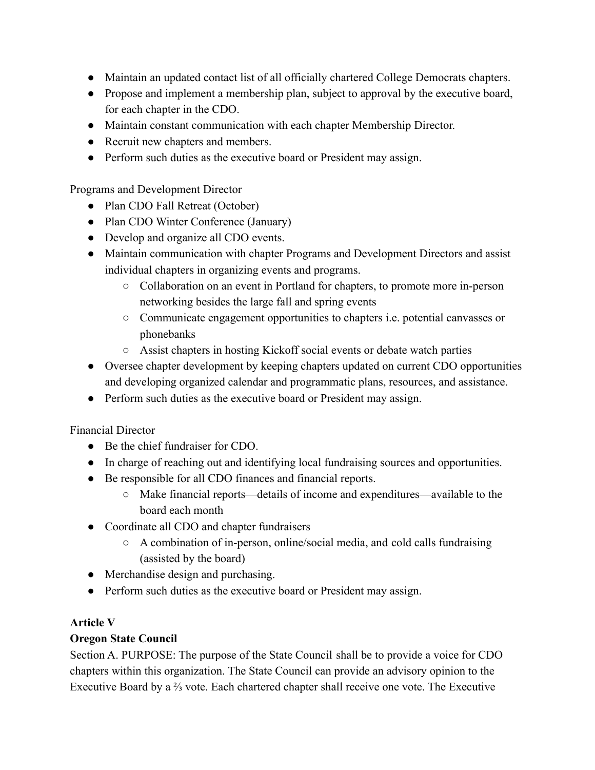- Maintain an updated contact list of all officially chartered College Democrats chapters.
- Propose and implement a membership plan, subject to approval by the executive board, for each chapter in the CDO.
- Maintain constant communication with each chapter Membership Director.
- Recruit new chapters and members.
- Perform such duties as the executive board or President may assign.

Programs and Development Director

- Plan CDO Fall Retreat (October)
- Plan CDO Winter Conference (January)
- Develop and organize all CDO events.
- Maintain communication with chapter Programs and Development Directors and assist individual chapters in organizing events and programs.
  - Collaboration on an event in Portland for chapters, to promote more in-person networking besides the large fall and spring events
  - Communicate engagement opportunities to chapters i.e. potential canvasses or phonebanks
  - Assist chapters in hosting Kickoff social events or debate watch parties
- Oversee chapter development by keeping chapters updated on current CDO opportunities and developing organized calendar and programmatic plans, resources, and assistance.
- Perform such duties as the executive board or President may assign.

Financial Director

- Be the chief fundraiser for CDO.
- In charge of reaching out and identifying local fundraising sources and opportunities.
- Be responsible for all CDO finances and financial reports.
  - Make financial reports—details of income and expenditures—available to the board each month
- Coordinate all CDO and chapter fundraisers
  - A combination of in-person, online/social media, and cold calls fundraising (assisted by the board)
- Merchandise design and purchasing.
- Perform such duties as the executive board or President may assign.

**Article V**

**Oregon State Council**

Section A. PURPOSE: The purpose of the State Council shall be to provide a voice for CDO chapters within this organization. The State Council can provide an advisory opinion to the Executive Board by a ⅔ vote. Each chartered chapter shall receive one vote. The Executive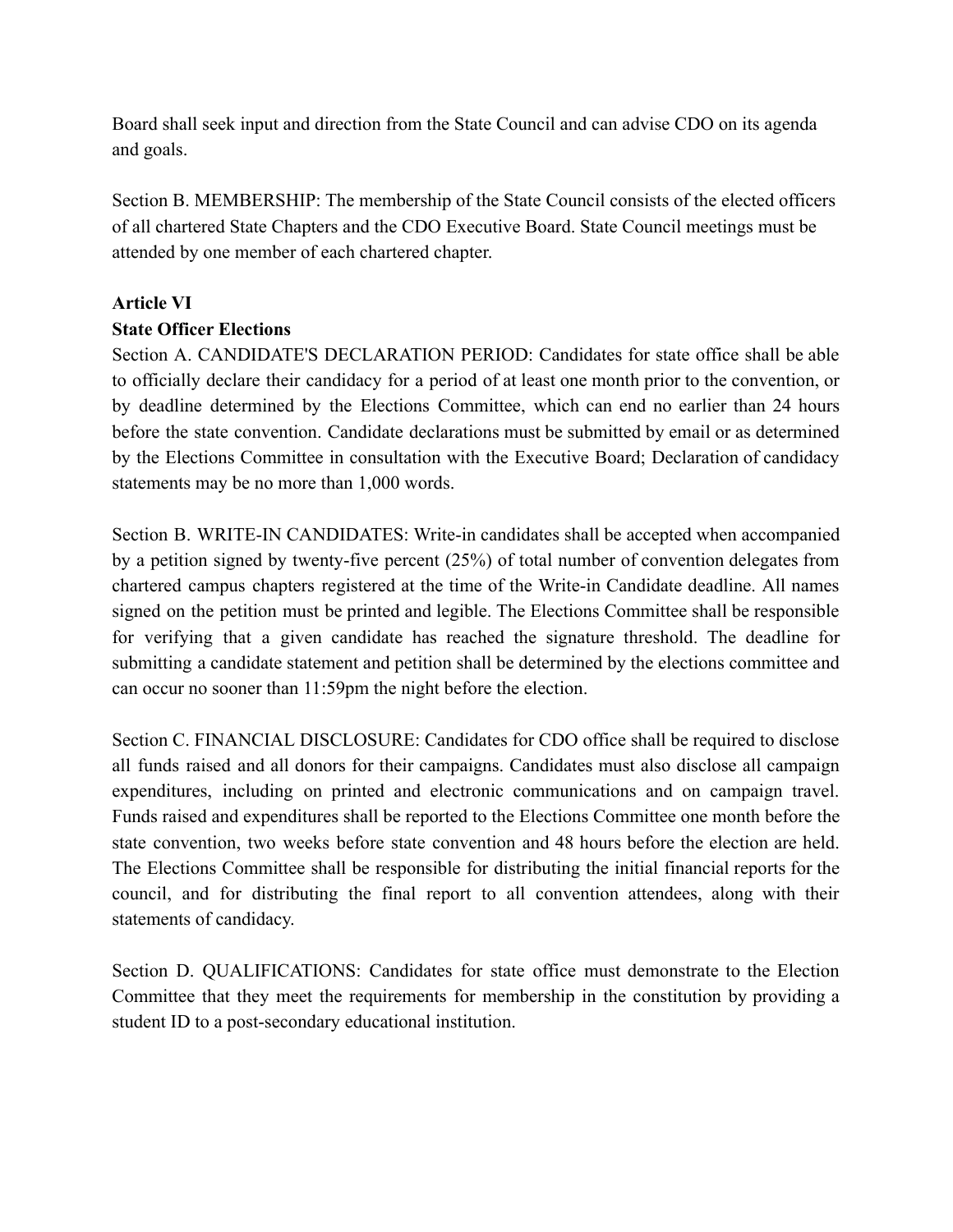Board shall seek input and direction from the State Council and can advise CDO on its agenda and goals.

Section B. MEMBERSHIP: The membership of the State Council consists of the elected officers of all chartered State Chapters and the CDO Executive Board. State Council meetings must be attended by one member of each chartered chapter.

**Article VI**
**State Officer Elections**

Section A. CANDIDATE'S DECLARATION PERIOD: Candidates for state office shall be able to officially declare their candidacy for a period of at least one month prior to the convention, or by deadline determined by the Elections Committee, which can end no earlier than 24 hours before the state convention. Candidate declarations must be submitted by email or as determined by the Elections Committee in consultation with the Executive Board; Declaration of candidacy statements may be no more than 1,000 words.

Section B. WRITE-IN CANDIDATES: Write-in candidates shall be accepted when accompanied by a petition signed by twenty-five percent (25%) of total number of convention delegates from chartered campus chapters registered at the time of the Write-in Candidate deadline. All names signed on the petition must be printed and legible. The Elections Committee shall be responsible for verifying that a given candidate has reached the signature threshold. The deadline for submitting a candidate statement and petition shall be determined by the elections committee and can occur no sooner than 11:59pm the night before the election.

Section C. FINANCIAL DISCLOSURE: Candidates for CDO office shall be required to disclose all funds raised and all donors for their campaigns. Candidates must also disclose all campaign expenditures, including on printed and electronic communications and on campaign travel. Funds raised and expenditures shall be reported to the Elections Committee one month before the state convention, two weeks before state convention and 48 hours before the election are held. The Elections Committee shall be responsible for distributing the initial financial reports for the council, and for distributing the final report to all convention attendees, along with their statements of candidacy.

Section D. QUALIFICATIONS: Candidates for state office must demonstrate to the Election Committee that they meet the requirements for membership in the constitution by providing a student ID to a post-secondary educational institution.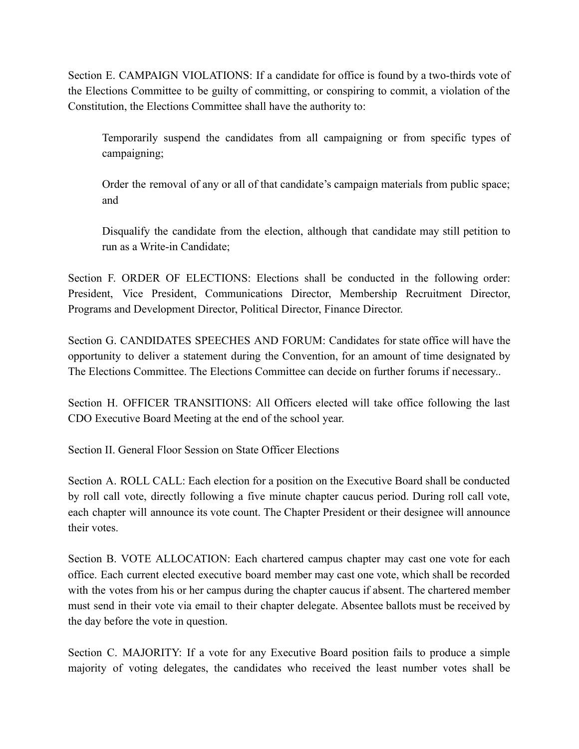Section E. CAMPAIGN VIOLATIONS: If a candidate for office is found by a two-thirds vote of the Elections Committee to be guilty of committing, or conspiring to commit, a violation of the Constitution, the Elections Committee shall have the authority to:

> Temporarily suspend the candidates from all campaigning or from specific types of campaigning;
>
> Order the removal of any or all of that candidate's campaign materials from public space; and
>
> Disqualify the candidate from the election, although that candidate may still petition to run as a Write-in Candidate;

Section F. ORDER OF ELECTIONS: Elections shall be conducted in the following order: President, Vice President, Communications Director, Membership Recruitment Director, Programs and Development Director, Political Director, Finance Director.

Section G. CANDIDATES SPEECHES AND FORUM: Candidates for state office will have the opportunity to deliver a statement during the Convention, for an amount of time designated by The Elections Committee. The Elections Committee can decide on further forums if necessary..

Section H. OFFICER TRANSITIONS: All Officers elected will take office following the last CDO Executive Board Meeting at the end of the school year.

Section II. General Floor Session on State Officer Elections

Section A. ROLL CALL: Each election for a position on the Executive Board shall be conducted by roll call vote, directly following a five minute chapter caucus period. During roll call vote, each chapter will announce its vote count. The Chapter President or their designee will announce their votes.

Section B. VOTE ALLOCATION: Each chartered campus chapter may cast one vote for each office. Each current elected executive board member may cast one vote, which shall be recorded with the votes from his or her campus during the chapter caucus if absent. The chartered member must send in their vote via email to their chapter delegate. Absentee ballots must be received by the day before the vote in question.

Section C. MAJORITY: If a vote for any Executive Board position fails to produce a simple majority of voting delegates, the candidates who received the least number votes shall be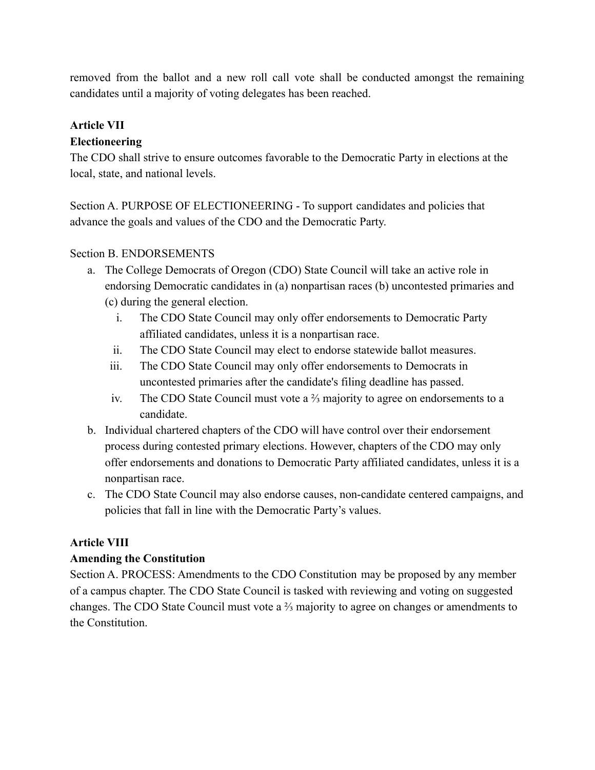removed from the ballot and a new roll call vote shall be conducted amongst the remaining candidates until a majority of voting delegates has been reached.

**Article VII**

**Electioneering**

The CDO shall strive to ensure outcomes favorable to the Democratic Party in elections at the local, state, and national levels.

Section A. PURPOSE OF ELECTIONEERING - To support candidates and policies that advance the goals and values of the CDO and the Democratic Party.

Section B. ENDORSEMENTS

a. The College Democrats of Oregon (CDO) State Council will take an active role in endorsing Democratic candidates in (a) nonpartisan races (b) uncontested primaries and (c) during the general election.
    i. The CDO State Council may only offer endorsements to Democratic Party affiliated candidates, unless it is a nonpartisan race.
    ii. The CDO State Council may elect to endorse statewide ballot measures.
    iii. The CDO State Council may only offer endorsements to Democrats in uncontested primaries after the candidate's filing deadline has passed.
    iv. The CDO State Council must vote a ⅔ majority to agree on endorsements to a candidate.
b. Individual chartered chapters of the CDO will have control over their endorsement process during contested primary elections. However, chapters of the CDO may only offer endorsements and donations to Democratic Party affiliated candidates, unless it is a nonpartisan race.
c. The CDO State Council may also endorse causes, non-candidate centered campaigns, and policies that fall in line with the Democratic Party's values.

**Article VIII**

**Amending the Constitution**

Section A. PROCESS: Amendments to the CDO Constitution may be proposed by any member of a campus chapter. The CDO State Council is tasked with reviewing and voting on suggested changes. The CDO State Council must vote a ⅔ majority to agree on changes or amendments to the Constitution.